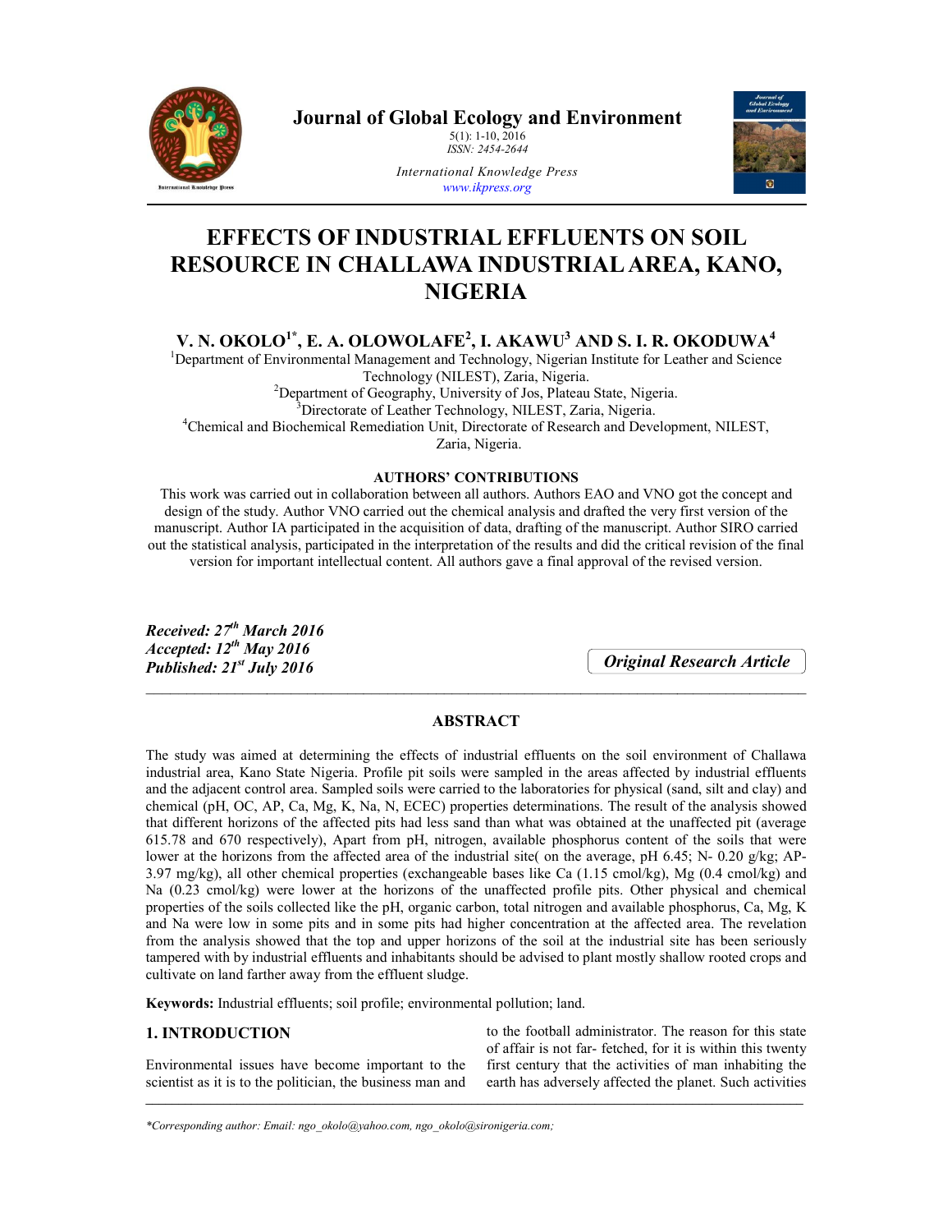# Journal of Global Ecology and Environment

5(1): 1-10, 2016
*ISSN: 2454-2644*

*International Knowledge Press*
*www.ikpress.org*

# EFFECTS OF INDUSTRIAL EFFLUENTS ON SOIL RESOURCE IN CHALLAWA INDUSTRIAL AREA, KANO, NIGERIA

## V. N. OKOLO[1*], E. A. OLOWOLAFE[2], I. AKAWU[3] AND S. I. R. OKODUWA[4]

[1]Department of Environmental Management and Technology, Nigerian Institute for Leather and Science Technology (NILEST), Zaria, Nigeria.
[2]Department of Geography, University of Jos, Plateau State, Nigeria.
[3]Directorate of Leather Technology, NILEST, Zaria, Nigeria.
[4]Chemical and Biochemical Remediation Unit, Directorate of Research and Development, NILEST, Zaria, Nigeria.

**AUTHORS' CONTRIBUTIONS**

This work was carried out in collaboration between all authors. Authors EAO and VNO got the concept and design of the study. Author VNO carried out the chemical analysis and drafted the very first version of the manuscript. Author IA participated in the acquisition of data, drafting of the manuscript. Author SIRO carried out the statistical analysis, participated in the interpretation of the results and did the critical revision of the final version for important intellectual content. All authors gave a final approval of the revised version.

***Received: 27th March 2016***
***Accepted: 12th May 2016***
***Published: 21st July 2016***

***Original Research Article***

## ABSTRACT

The study was aimed at determining the effects of industrial effluents on the soil environment of Challawa industrial area, Kano State Nigeria. Profile pit soils were sampled in the areas affected by industrial effluents and the adjacent control area. Sampled soils were carried to the laboratories for physical (sand, silt and clay) and chemical (pH, OC, AP, Ca, Mg, K, Na, N, ECEC) properties determinations. The result of the analysis showed that different horizons of the affected pits had less sand than what was obtained at the unaffected pit (average 615.78 and 670 respectively), Apart from pH, nitrogen, available phosphorus content of the soils that were lower at the horizons from the affected area of the industrial site( on the average, pH 6.45; N- 0.20 g/kg; AP- 3.97 mg/kg), all other chemical properties (exchangeable bases like Ca (1.15 cmol/kg), Mg (0.4 cmol/kg) and Na (0.23 cmol/kg) were lower at the horizons of the unaffected profile pits. Other physical and chemical properties of the soils collected like the pH, organic carbon, total nitrogen and available phosphorus, Ca, Mg, K and Na were low in some pits and in some pits had higher concentration at the affected area. The revelation from the analysis showed that the top and upper horizons of the soil at the industrial site has been seriously tampered with by industrial effluents and inhabitants should be advised to plant mostly shallow rooted crops and cultivate on land farther away from the effluent sludge.

**Keywords:** Industrial effluents; soil profile; environmental pollution; land.

## 1. INTRODUCTION

Environmental issues have become important to the scientist as it is to the politician, the business man and to the football administrator. The reason for this state of affair is not far- fetched, for it is within this twenty first century that the activities of man inhabiting the earth has adversely affected the planet. Such activities

*\*Corresponding author: Email: ngo_okolo@yahoo.com, ngo_okolo@sironigeria.com;*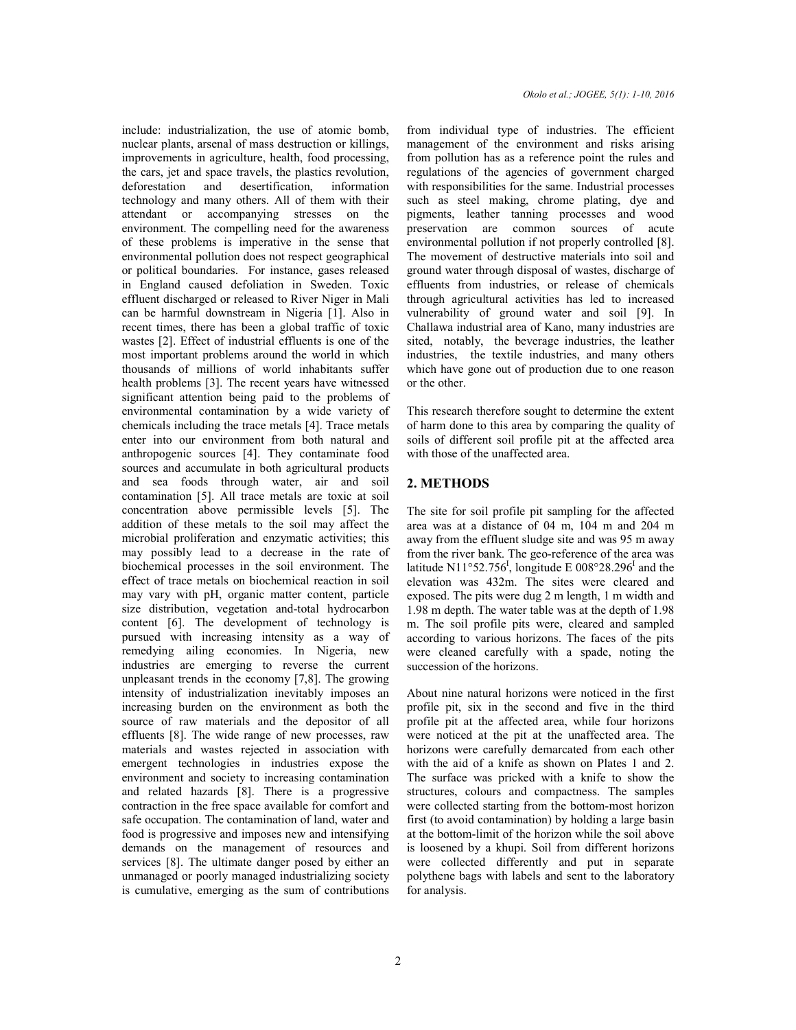include: industrialization, the use of atomic bomb, nuclear plants, arsenal of mass destruction or killings, improvements in agriculture, health, food processing, the cars, jet and space travels, the plastics revolution, deforestation and desertification, information technology and many others. All of them with their attendant or accompanying stresses on the environment. The compelling need for the awareness of these problems is imperative in the sense that environmental pollution does not respect geographical or political boundaries. For instance, gases released in England caused defoliation in Sweden. Toxic effluent discharged or released to River Niger in Mali can be harmful downstream in Nigeria [1]. Also in recent times, there has been a global traffic of toxic wastes [2]. Effect of industrial effluents is one of the most important problems around the world in which thousands of millions of world inhabitants suffer health problems [3]. The recent years have witnessed significant attention being paid to the problems of environmental contamination by a wide variety of chemicals including the trace metals [4]. Trace metals enter into our environment from both natural and anthropogenic sources [4]. They contaminate food sources and accumulate in both agricultural products and sea foods through water, air and soil contamination [5]. All trace metals are toxic at soil concentration above permissible levels [5]. The addition of these metals to the soil may affect the microbial proliferation and enzymatic activities; this may possibly lead to a decrease in the rate of biochemical processes in the soil environment. The effect of trace metals on biochemical reaction in soil may vary with pH, organic matter content, particle size distribution, vegetation and-total hydrocarbon content [6]. The development of technology is pursued with increasing intensity as a way of remedying ailing economies. In Nigeria, new industries are emerging to reverse the current unpleasant trends in the economy [7,8]. The growing intensity of industrialization inevitably imposes an increasing burden on the environment as both the source of raw materials and the depositor of all effluents [8]. The wide range of new processes, raw materials and wastes rejected in association with emergent technologies in industries expose the environment and society to increasing contamination and related hazards [8]. There is a progressive contraction in the free space available for comfort and safe occupation. The contamination of land, water and food is progressive and imposes new and intensifying demands on the management of resources and services [8]. The ultimate danger posed by either an unmanaged or poorly managed industrializing society is cumulative, emerging as the sum of contributions from individual type of industries. The efficient management of the environment and risks arising from pollution has as a reference point the rules and regulations of the agencies of government charged with responsibilities for the same. Industrial processes such as steel making, chrome plating, dye and pigments, leather tanning processes and wood preservation are common sources of acute environmental pollution if not properly controlled [8]. The movement of destructive materials into soil and ground water through disposal of wastes, discharge of effluents from industries, or release of chemicals through agricultural activities has led to increased vulnerability of ground water and soil [9]. In Challawa industrial area of Kano, many industries are sited, notably, the beverage industries, the leather industries, the textile industries, and many others which have gone out of production due to one reason or the other.

This research therefore sought to determine the extent of harm done to this area by comparing the quality of soils of different soil profile pit at the affected area with those of the unaffected area.

## 2. METHODS

The site for soil profile pit sampling for the affected area was at a distance of 04 m, 104 m and 204 m away from the effluent sludge site and was 95 m away from the river bank. The geo-reference of the area was latitude N11°52.756', longitude E 008°28.296' and the elevation was 432m. The sites were cleared and exposed. The pits were dug 2 m length, 1 m width and 1.98 m depth. The water table was at the depth of 1.98 m. The soil profile pits were, cleared and sampled according to various horizons. The faces of the pits were cleaned carefully with a spade, noting the succession of the horizons.

About nine natural horizons were noticed in the first profile pit, six in the second and five in the third profile pit at the affected area, while four horizons were noticed at the pit at the unaffected area. The horizons were carefully demarcated from each other with the aid of a knife as shown on Plates 1 and 2. The surface was pricked with a knife to show the structures, colours and compactness. The samples were collected starting from the bottom-most horizon first (to avoid contamination) by holding a large basin at the bottom-limit of the horizon while the soil above is loosened by a khupi. Soil from different horizons were collected differently and put in separate polythene bags with labels and sent to the laboratory for analysis.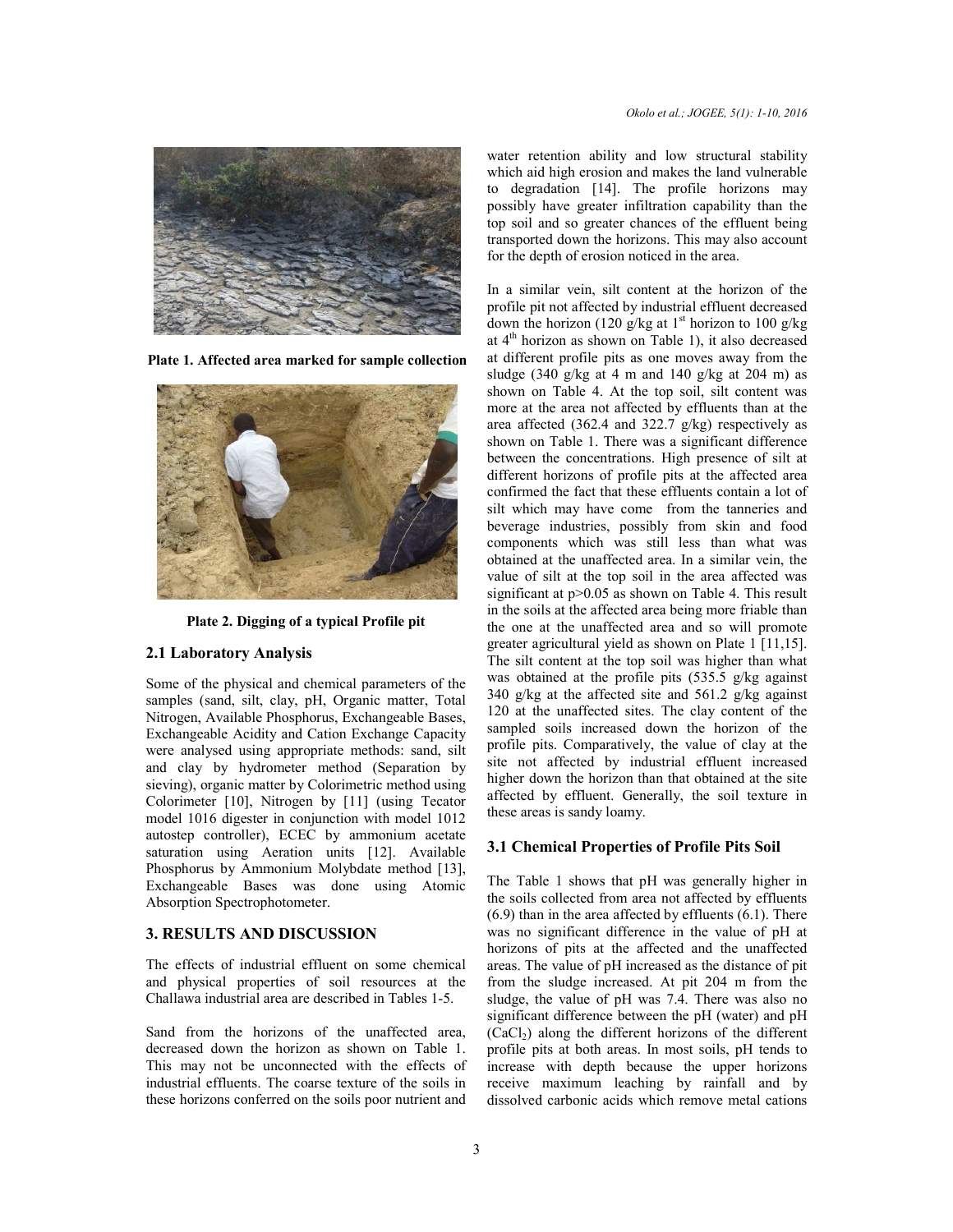Plate 1. Affected area marked for sample collection

Plate 2. Digging of a typical Profile pit

## 2.1 Laboratory Analysis

Some of the physical and chemical parameters of the samples (sand, silt, clay, pH, Organic matter, Total Nitrogen, Available Phosphorus, Exchangeable Bases, Exchangeable Acidity and Cation Exchange Capacity were analysed using appropriate methods: sand, silt and clay by hydrometer method (Separation by sieving), organic matter by Colorimetric method using Colorimeter [10], Nitrogen by [11] (using Tecator model 1016 digester in conjunction with model 1012 autostep controller), ECEC by ammonium acetate saturation using Aeration units [12]. Available Phosphorus by Ammonium Molybdate method [13], Exchangeable Bases was done using Atomic Absorption Spectrophotometer.

# 3. RESULTS AND DISCUSSION

The effects of industrial effluent on some chemical and physical properties of soil resources at the Challawa industrial area are described in Tables 1-5.

Sand from the horizons of the unaffected area, decreased down the horizon as shown on Table 1. This may not be unconnected with the effects of industrial effluents. The coarse texture of the soils in these horizons conferred on the soils poor nutrient and water retention ability and low structural stability which aid high erosion and makes the land vulnerable to degradation [14]. The profile horizons may possibly have greater infiltration capability than the top soil and so greater chances of the effluent being transported down the horizons. This may also account for the depth of erosion noticed in the area.

In a similar vein, silt content at the horizon of the profile pit not affected by industrial effluent decreased down the horizon (120 g/kg at 1st horizon to 100 g/kg at 4th horizon as shown on Table 1), it also decreased at different profile pits as one moves away from the sludge (340 g/kg at 4 m and 140 g/kg at 204 m) as shown on Table 4. At the top soil, silt content was more at the area not affected by effluents than at the area affected (362.4 and 322.7 g/kg) respectively as shown on Table 1. There was a significant difference between the concentrations. High presence of silt at different horizons of profile pits at the affected area confirmed the fact that these effluents contain a lot of silt which may have come from the tanneries and beverage industries, possibly from skin and food components which was still less than what was obtained at the unaffected area. In a similar vein, the value of silt at the top soil in the area affected was significant at $p>0.05$ as shown on Table 4. This result in the soils at the affected area being more friable than the one at the unaffected area and so will promote greater agricultural yield as shown on Plate 1 [11,15]. The silt content at the top soil was higher than what was obtained at the profile pits (535.5 g/kg against 340 g/kg at the affected site and 561.2 g/kg against 120 at the unaffected sites. The clay content of the sampled soils increased down the horizon of the profile pits. Comparatively, the value of clay at the site not affected by industrial effluent increased higher down the horizon than that obtained at the site affected by effluent. Generally, the soil texture in these areas is sandy loamy.

## 3.1 Chemical Properties of Profile Pits Soil

The Table 1 shows that pH was generally higher in the soils collected from area not affected by effluents (6.9) than in the area affected by effluents (6.1). There was no significant difference in the value of pH at horizons of pits at the affected and the unaffected areas. The value of pH increased as the distance of pit from the sludge increased. At pit 204 m from the sludge, the value of pH was 7.4. There was also no significant difference between the pH (water) and pH ($CaCl_2$) along the different horizons of the different profile pits at both areas. In most soils, pH tends to increase with depth because the upper horizons receive maximum leaching by rainfall and by dissolved carbonic acids which remove metal cations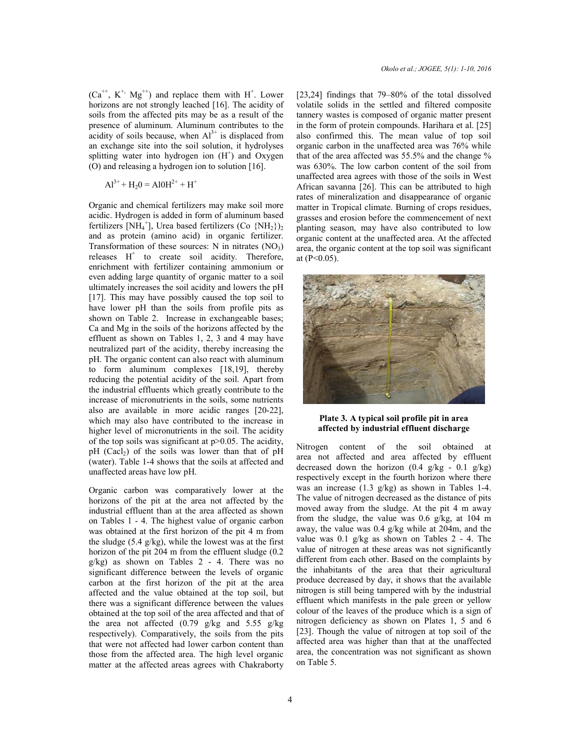($Ca^{++}$, $K^{+,}$ $Mg^{++}$) and replace them with $H^{+}$. Lower horizons are not strongly leached [16]. The acidity of soils from the affected pits may be as a result of the presence of aluminum. Aluminum contributes to the acidity of soils because, when $Al^{3+}$ is displaced from an exchange site into the soil solution, it hydrolyses splitting water into hydrogen ion ($H^{+}$) and Oxygen (O) and releasing a hydrogen ion to solution [16].

$$Al^{3+} + H_20 = Al0H^{2+} + H^{+}$$

Organic and chemical fertilizers may make soil more acidic. Hydrogen is added in form of aluminum based fertilizers [$NH_4^{+}$], Urea based fertilizers (Co $\{NH_2\})_2$ and as protein (amino acid) in organic fertilizer. Transformation of these sources: N in nitrates ($NO_3$) releases $H^{+}$ to create soil acidity. Therefore, enrichment with fertilizer containing ammonium or even adding large quantity of organic matter to a soil ultimately increases the soil acidity and lowers the pH [17]. This may have possibly caused the top soil to have lower pH than the soils from profile pits as shown on Table 2. Increase in exchangeable bases; Ca and Mg in the soils of the horizons affected by the effluent as shown on Tables 1, 2, 3 and 4 may have neutralized part of the acidity, thereby increasing the pH. The organic content can also react with aluminum to form aluminum complexes [18,19], thereby reducing the potential acidity of the soil. Apart from the industrial effluents which greatly contribute to the increase of micronutrients in the soils, some nutrients also are available in more acidic ranges [20-22], which may also have contributed to the increase in higher level of micronutrients in the soil. The acidity of the top soils was significant at $p>0.05$. The acidity, pH ($Cacl_2$) of the soils was lower than that of pH (water). Table 1-4 shows that the soils at affected and unaffected areas have low pH.

Organic carbon was comparatively lower at the horizons of the pit at the area not affected by the industrial effluent than at the area affected as shown on Tables 1 - 4. The highest value of organic carbon was obtained at the first horizon of the pit 4 m from the sludge (5.4 g/kg), while the lowest was at the first horizon of the pit 204 m from the effluent sludge (0.2 g/kg) as shown on Tables 2 - 4. There was no significant difference between the levels of organic carbon at the first horizon of the pit at the area affected and the value obtained at the top soil, but there was a significant difference between the values obtained at the top soil of the area affected and that of the area not affected (0.79 g/kg and 5.55 g/kg respectively). Comparatively, the soils from the pits that were not affected had lower carbon content than those from the affected area. The high level organic matter at the affected areas agrees with Chakraborty [23,24] findings that 79–80% of the total dissolved volatile solids in the settled and filtered composite tannery wastes is composed of organic matter present in the form of protein compounds. Harihara et al. [25] also confirmed this. The mean value of top soil organic carbon in the unaffected area was 76% while that of the area affected was 55.5% and the change % was 630%. The low carbon content of the soil from unaffected area agrees with those of the soils in West African savanna [26]. This can be attributed to high rates of mineralization and disappearance of organic matter in Tropical climate. Burning of crops residues, grasses and erosion before the commencement of next planting season, may have also contributed to low organic content at the unaffected area. At the affected area, the organic content at the top soil was significant at ($P<0.05$).

**Plate 3. A typical soil profile pit in area affected by industrial effluent discharge**

Nitrogen content of the soil obtained at area not affected and area affected by effluent decreased down the horizon (0.4 g/kg - 0.1 g/kg) respectively except in the fourth horizon where there was an increase (1.3 g/kg) as shown in Tables 1-4. The value of nitrogen decreased as the distance of pits moved away from the sludge. At the pit 4 m away from the sludge, the value was 0.6 g/kg, at 104 m away, the value was 0.4 g/kg while at 204m, and the value was 0.1 g/kg as shown on Tables 2 - 4. The value of nitrogen at these areas was not significantly different from each other. Based on the complaints by the inhabitants of the area that their agricultural produce decreased by day, it shows that the available nitrogen is still being tampered with by the industrial effluent which manifests in the pale green or yellow colour of the leaves of the produce which is a sign of nitrogen deficiency as shown on Plates 1, 5 and 6 [23]. Though the value of nitrogen at top soil of the affected area was higher than that at the unaffected area, the concentration was not significant as shown on Table 5.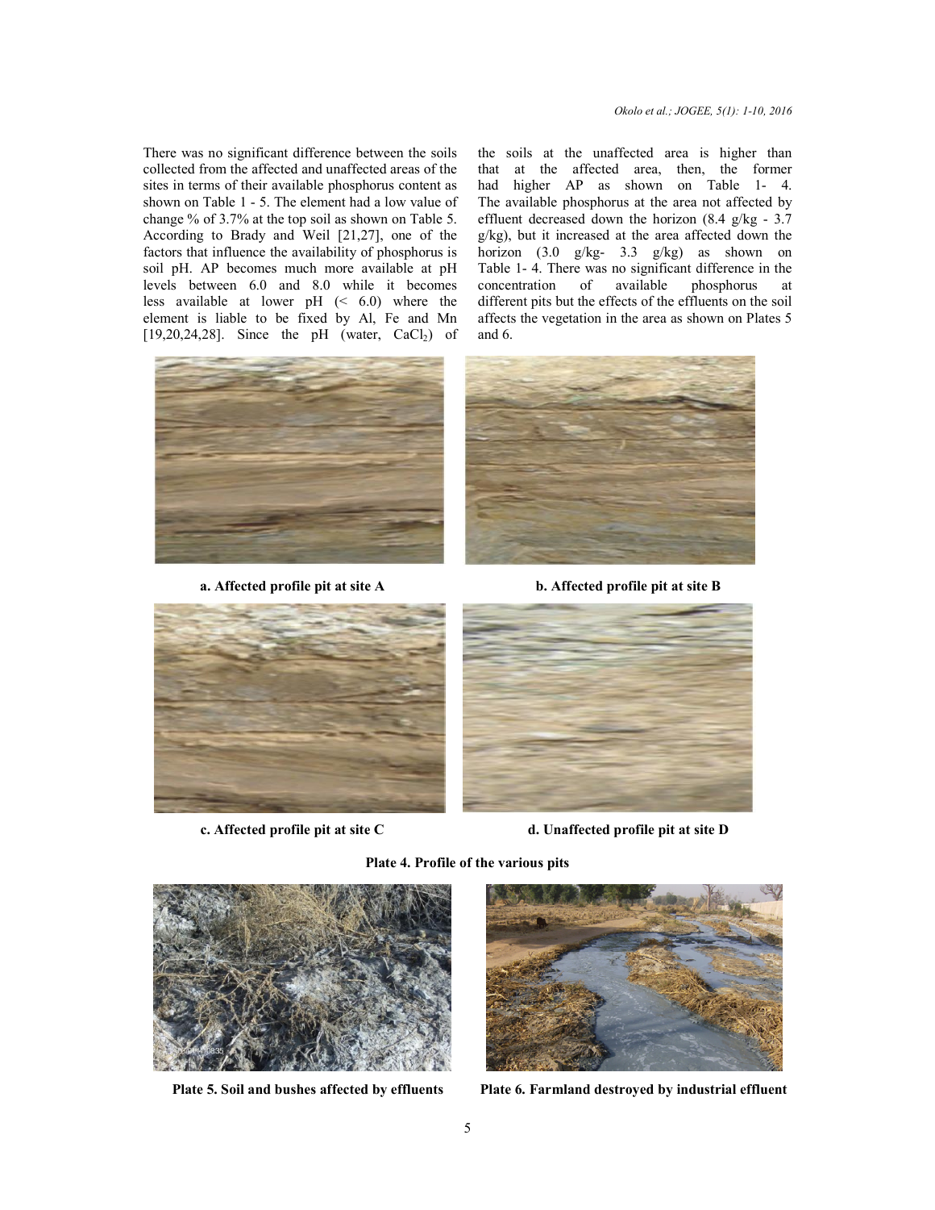There was no significant difference between the soils collected from the affected and unaffected areas of the sites in terms of their available phosphorus content as shown on Table 1 - 5. The element had a low value of change % of 3.7% at the top soil as shown on Table 5. According to Brady and Weil [21,27], one of the factors that influence the availability of phosphorus is soil pH. AP becomes much more available at pH levels between 6.0 and 8.0 while it becomes less available at lower pH (< 6.0) where the element is liable to be fixed by Al, Fe and Mn [19,20,24,28]. Since the pH (water, $CaCl_2$) of the soils at the unaffected area is higher than that at the affected area, then, the former had higher AP as shown on Table 1- 4. The available phosphorus at the area not affected by effluent decreased down the horizon (8.4 g/kg - 3.7 g/kg), but it increased at the area affected down the horizon (3.0 g/kg- 3.3 g/kg) as shown on Table 1- 4. There was no significant difference in the concentration of available phosphorus at different pits but the effects of the effluents on the soil affects the vegetation in the area as shown on Plates 5 and 6.

**a. Affected profile pit at site A**

**b. Affected profile pit at site B**

**c. Affected profile pit at site C**

**d. Unaffected profile pit at site D**

**Plate 4. Profile of the various pits**

**Plate 5. Soil and bushes affected by effluents**

**Plate 6. Farmland destroyed by industrial effluent**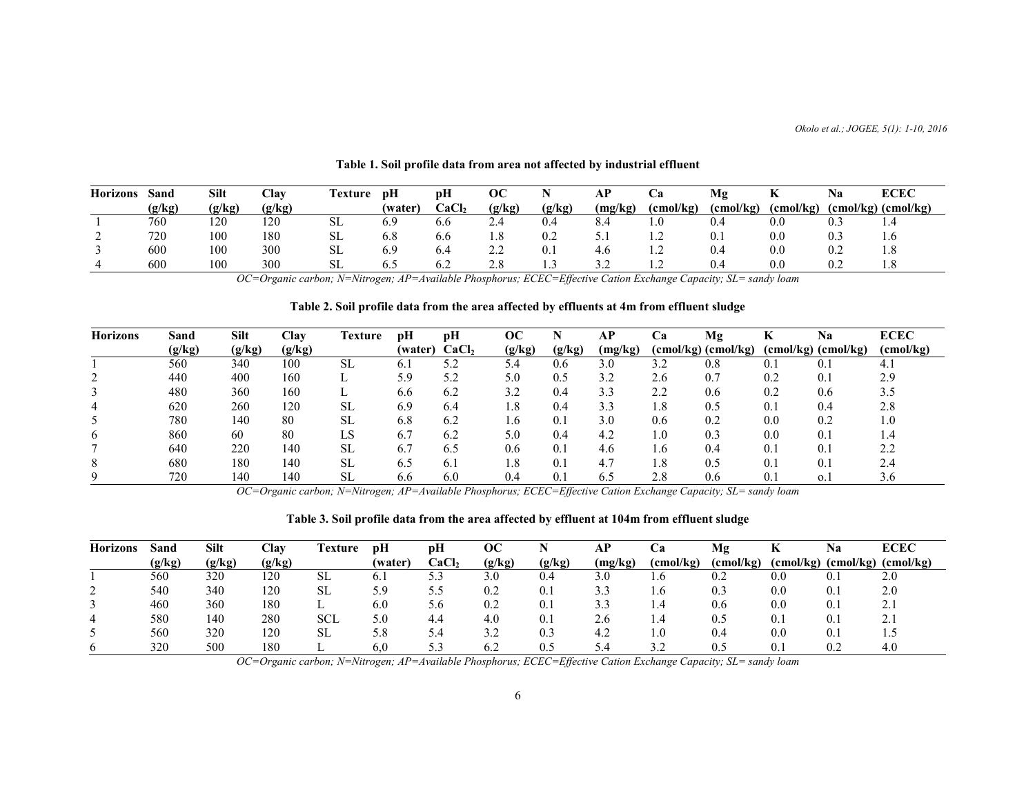**Table 1. Soil profile data from area not affected by industrial effluent**

| Horizons | Sand (g/kg) | Silt (g/kg) | Clay (g/kg) | Texture | pH (water) | pH $CaCl_2$ | OC (g/kg) | N (g/kg) | AP (mg/kg) | Ca (cmol/kg) | Mg (cmol/kg) | K (cmol/kg) | Na (cmol/kg) | ECEC (cmol/kg) |
|---|---|---|---|---|---|---|---|---|---|---|---|---|---|---|
| 1 | 760 | 120 | 120 | SL | 6.9 | 6.6 | 2.4 | 0.4 | 8.4 | 1.0 | 0.4 | 0.0 | 0.3 | 1.4 |
| 2 | 720 | 100 | 180 | SL | 6.8 | 6.6 | 1.8 | 0.2 | 5.1 | 1.2 | 0.1 | 0.0 | 0.3 | 1.6 |
| 3 | 600 | 100 | 300 | SL | 6.9 | 6.4 | 2.2 | 0.1 | 4.6 | 1.2 | 0.4 | 0.0 | 0.2 | 1.8 |
| 4 | 600 | 100 | 300 | SL | 6.5 | 6.2 | 2.8 | 1.3 | 3.2 | 1.2 | 0.4 | 0.0 | 0.2 | 1.8 |

*OC=Organic carbon; N=Nitrogen; AP=Available Phosphorus; ECEC=Effective Cation Exchange Capacity; SL= sandy loam*

**Table 2. Soil profile data from the area affected by effluents at 4m from effluent sludge**

| Horizons | Sand (g/kg) | Silt (g/kg) | Clay (g/kg) | Texture | pH (water) | pH $CaCl_2$ | OC (g/kg) | N (g/kg) | AP (mg/kg) | Ca (cmol/kg) | Mg (cmol/kg) | K (cmol/kg) | Na (cmol/kg) | ECEC (cmol/kg) |
|---|---|---|---|---|---|---|---|---|---|---|---|---|---|---|
| 1 | 560 | 340 | 100 | SL | 6.1 | 5.2 | 5.4 | 0.6 | 3.0 | 3.2 | 0.8 | 0.1 | 0.1 | 4.1 |
| 2 | 440 | 400 | 160 | L | 5.9 | 5.2 | 5.0 | 0.5 | 3.2 | 2.6 | 0.7 | 0.2 | 0.1 | 2.9 |
| 3 | 480 | 360 | 160 | L | 6.6 | 6.2 | 3.2 | 0.4 | 3.3 | 2.2 | 0.6 | 0.2 | 0.6 | 3.5 |
| 4 | 620 | 260 | 120 | SL | 6.9 | 6.4 | 1.8 | 0.4 | 3.3 | 1.8 | 0.5 | 0.1 | 0.4 | 2.8 |
| 5 | 780 | 140 | 80 | SL | 6.8 | 6.2 | 1.6 | 0.1 | 3.0 | 0.6 | 0.2 | 0.0 | 0.2 | 1.0 |
| 6 | 860 | 60 | 80 | LS | 6.7 | 6.2 | 5.0 | 0.4 | 4.2 | 1.0 | 0.3 | 0.0 | 0.1 | 1.4 |
| 7 | 640 | 220 | 140 | SL | 6.7 | 6.5 | 0.6 | 0.1 | 4.6 | 1.6 | 0.4 | 0.1 | 0.1 | 2.2 |
| 8 | 680 | 180 | 140 | SL | 6.5 | 6.1 | 1.8 | 0.1 | 4.7 | 1.8 | 0.5 | 0.1 | 0.1 | 2.4 |
| 9 | 720 | 140 | 140 | SL | 6.6 | 6.0 | 0.4 | 0.1 | 6.5 | 2.8 | 0.6 | 0.1 | o.1 | 3.6 |

*OC=Organic carbon; N=Nitrogen; AP=Available Phosphorus; ECEC=Effective Cation Exchange Capacity; SL= sandy loam*

**Table 3. Soil profile data from the area affected by effluent at 104m from effluent sludge**

| Horizons | Sand (g/kg) | Silt (g/kg) | Clay (g/kg) | Texture | pH (water) | pH $CaCl_2$ | OC (g/kg) | N (g/kg) | AP (mg/kg) | Ca (cmol/kg) | Mg (cmol/kg) | K (cmol/kg) | Na (cmol/kg) | ECEC (cmol/kg) |
|---|---|---|---|---|---|---|---|---|---|---|---|---|---|---|
| 1 | 560 | 320 | 120 | SL | 6.1 | 5.3 | 3.0 | 0.4 | 3.0 | 1.6 | 0.2 | 0.0 | 0.1 | 2.0 |
| 2 | 540 | 340 | 120 | SL | 5.9 | 5.5 | 0.2 | 0.1 | 3.3 | 1.6 | 0.3 | 0.0 | 0.1 | 2.0 |
| 3 | 460 | 360 | 180 | L | 6.0 | 5.6 | 0.2 | 0.1 | 3.3 | 1.4 | 0.6 | 0.0 | 0.1 | 2.1 |
| 4 | 580 | 140 | 280 | SCL | 5.0 | 4.4 | 4.0 | 0.1 | 2.6 | 1.4 | 0.5 | 0.1 | 0.1 | 2.1 |
| 5 | 560 | 320 | 120 | SL | 5.8 | 5.4 | 3.2 | 0.3 | 4.2 | 1.0 | 0.4 | 0.0 | 0.1 | 1.5 |
| 6 | 320 | 500 | 180 | L | 6,0 | 5.3 | 6.2 | 0.5 | 5.4 | 3.2 | 0.5 | 0.1 | 0.2 | 4.0 |

*OC=Organic carbon; N=Nitrogen; AP=Available Phosphorus; ECEC=Effective Cation Exchange Capacity; SL= sandy loam*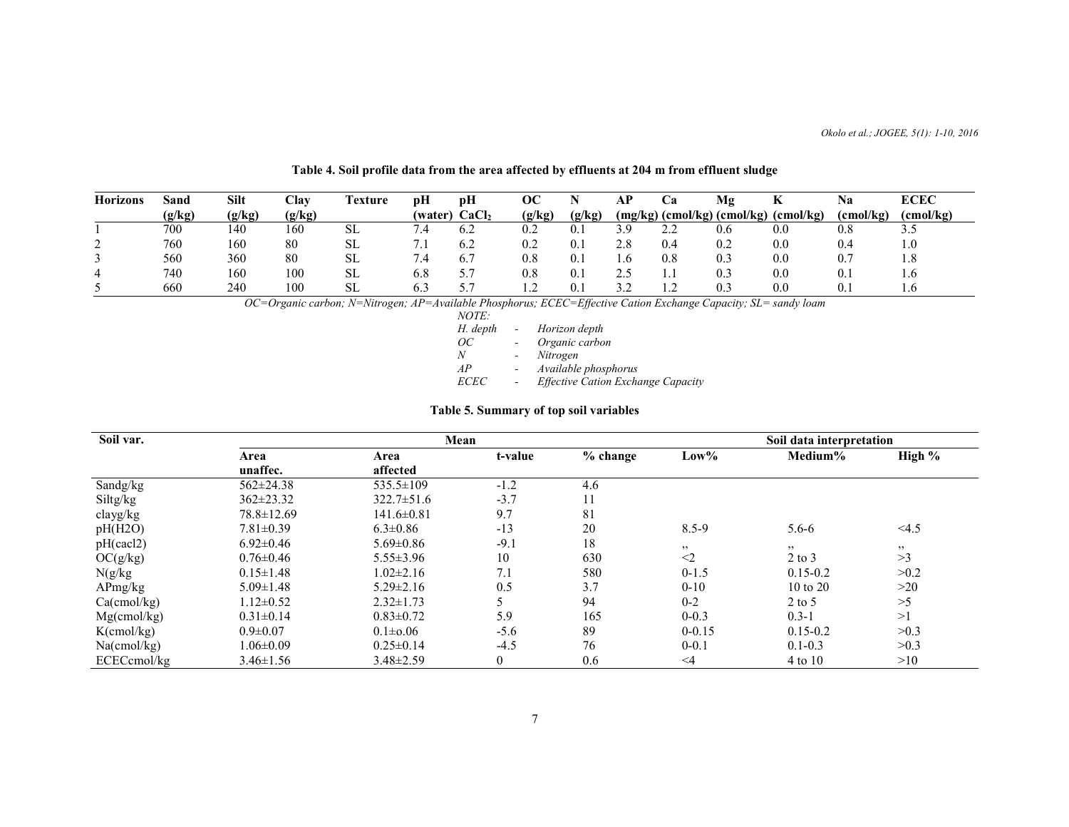**Table 4. Soil profile data from the area affected by effluents at 204 m from effluent sludge**

| Horizons | Sand (g/kg) | Silt (g/kg) | Clay (g/kg) | Texture | pH (water) | pH $CaCl_2$ | OC (g/kg) | N (g/kg) | AP (mg/kg) | Ca (cmol/kg) | Mg (cmol/kg) | K (cmol/kg) | Na (cmol/kg) | ECEC (cmol/kg) |
|---|---|---|---|---|---|---|---|---|---|---|---|---|---|---|
| 1 | 700 | 140 | 160 | SL | 7.4 | 6.2 | 0.2 | 0.1 | 3.9 | 2.2 | 0.6 | 0.0 | 0.8 | 3.5 |
| 2 | 760 | 160 | 80 | SL | 7.1 | 6.2 | 0.2 | 0.1 | 2.8 | 0.4 | 0.2 | 0.0 | 0.4 | 1.0 |
| 3 | 560 | 360 | 80 | SL | 7.4 | 6.7 | 0.8 | 0.1 | 1.6 | 0.8 | 0.3 | 0.0 | 0.7 | 1.8 |
| 4 | 740 | 160 | 100 | SL | 6.8 | 5.7 | 0.8 | 0.1 | 2.5 | 1.1 | 0.3 | 0.0 | 0.1 | 1.6 |
| 5 | 660 | 240 | 100 | SL | 6.3 | 5.7 | 1.2 | 0.1 | 3.2 | 1.2 | 0.3 | 0.0 | 0.1 | 1.6 |

*OC=Organic carbon; N=Nitrogen; AP=Available Phosphorus; ECEC=Effective Cation Exchange Capacity; SL= sandy loam*

*NOTE:*

*H. depth - Horizon depth*
*OC - Organic carbon*
*N - Nitrogen*
*AP - Available phosphorus*
*ECEC - Effective Cation Exchange Capacity*

**Table 5. Summary of top soil variables**

| Soil var. | Mean | | | | Soil data interpretation | | |
|---|---|---|---|---|---|---|---|
| | Area unaffec. | Area affected | t-value | % change | Low% | Medium% | High % |
| Sandg/kg | 562±24.38 | 535.5±109 | -1.2 | 4.6 | | | |
| Siltg/kg | 362±23.32 | 322.7±51.6 | -3.7 | 11 | | | |
| clayg/kg | 78.8±12.69 | 141.6±0.81 | 9.7 | 81 | | | |
| pH(H2O) | 7.81±0.39 | 6.3±0.86 | -13 | 20 | 8.5-9 | 5.6-6 | <4.5 |
| pH(cacl2) | 6.92±0.46 | 5.69±0.86 | -9.1 | 18 | ,, | ,, | ,, |
| OC(g/kg) | 0.76±0.46 | 5.55±3.96 | 10 | 630 | <2 | 2 to 3 | >3 |
| N(g/k | 0.15±1.48 | 1.02±2.16 | 7.1 | 580 | 0-1.5 | 0.15-0.2 | >0.2 |
| APmg/kg | 5.09±1.48 | 5.29±2.16 | 0.5 | 3.7 | 0-10 | 10 to 20 | >20 |
| Ca(cmol/kg) | 1.12±0.52 | 2.32±1.73 | 5 | 94 | 0-2 | 2 to 5 | >5 |
| Mg(cmol/kg) | 0.31±0.14 | 0.83±0.72 | 5.9 | 165 | 0-0.3 | 0.3-1 | >1 |
| K(cmol/kg) | 0.9±0.07 | 0.1±o.06 | -5.6 | 89 | 0-0.15 | 0.15-0.2 | >0.3 |
| Na(cmol/kg) | 1.06±0.09 | 0.25±0.14 | -4.5 | 76 | 0-0.1 | 0.1-0.3 | >0.3 |
| ECECcmol/kg | 3.46±1.56 | 3.48±2.59 | 0 | 0.6 | <4 | 4 to 10 | >10 |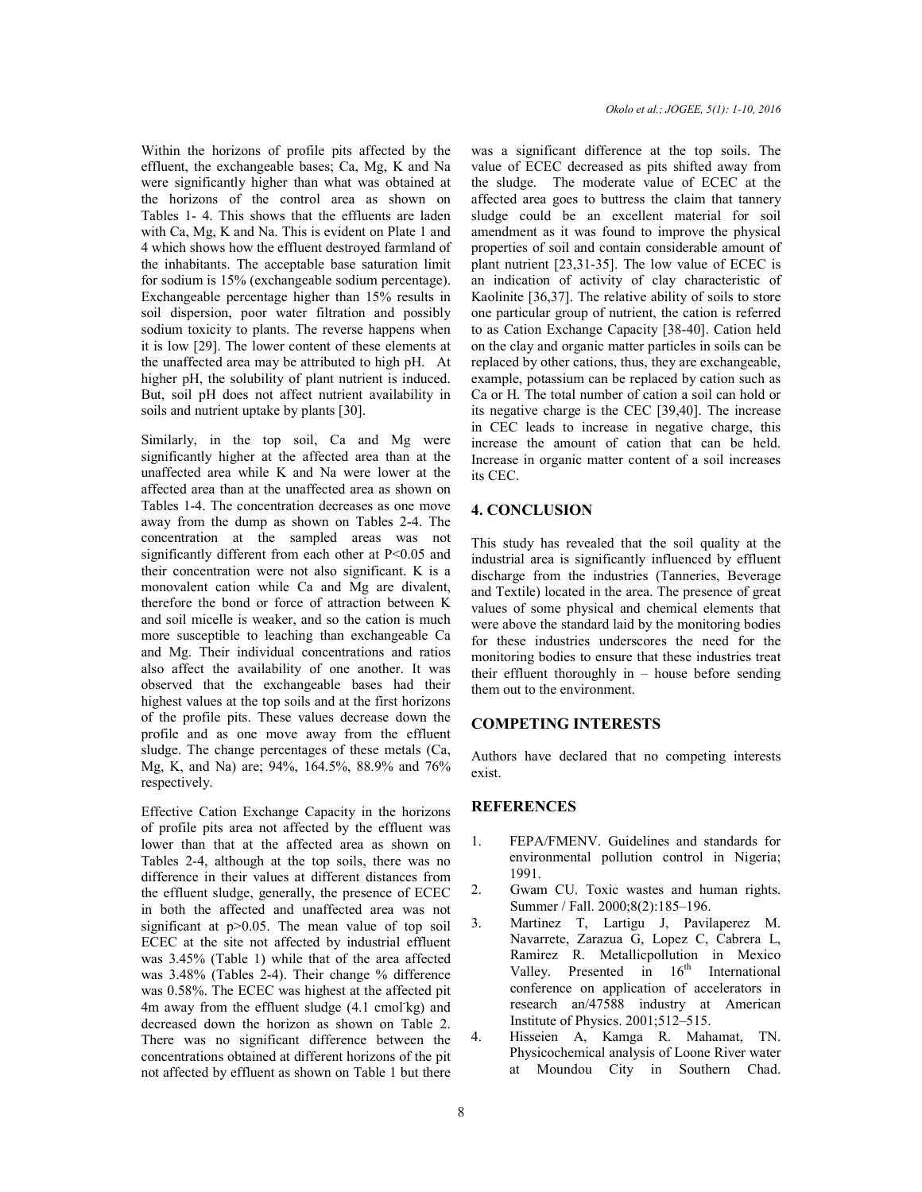Within the horizons of profile pits affected by the effluent, the exchangeable bases; Ca, Mg, K and Na were significantly higher than what was obtained at the horizons of the control area as shown on Tables 1- 4. This shows that the effluents are laden with Ca, Mg, K and Na. This is evident on Plate 1 and 4 which shows how the effluent destroyed farmland of the inhabitants. The acceptable base saturation limit for sodium is 15% (exchangeable sodium percentage). Exchangeable percentage higher than 15% results in soil dispersion, poor water filtration and possibly sodium toxicity to plants. The reverse happens when it is low [29]. The lower content of these elements at the unaffected area may be attributed to high pH. At higher pH, the solubility of plant nutrient is induced. But, soil pH does not affect nutrient availability in soils and nutrient uptake by plants [30].

Similarly, in the top soil, Ca and Mg were significantly higher at the affected area than at the unaffected area while K and Na were lower at the affected area than at the unaffected area as shown on Tables 1-4. The concentration decreases as one move away from the dump as shown on Tables 2-4. The concentration at the sampled areas was not significantly different from each other at $P<0.05$ and their concentration were not also significant. K is a monovalent cation while Ca and Mg are divalent, therefore the bond or force of attraction between K and soil micelle is weaker, and so the cation is much more susceptible to leaching than exchangeable Ca and Mg. Their individual concentrations and ratios also affect the availability of one another. It was observed that the exchangeable bases had their highest values at the top soils and at the first horizons of the profile pits. These values decrease down the profile and as one move away from the effluent sludge. The change percentages of these metals (Ca, Mg, K, and Na) are; 94%, 164.5%, 88.9% and 76% respectively.

Effective Cation Exchange Capacity in the horizons of profile pits area not affected by the effluent was lower than that at the affected area as shown on Tables 2-4, although at the top soils, there was no difference in their values at different distances from the effluent sludge, generally, the presence of ECEC in both the affected and unaffected area was not significant at $p>0.05$. The mean value of top soil ECEC at the site not affected by industrial effluent was 3.45% (Table 1) while that of the area affected was 3.48% (Tables 2-4). Their change % difference was 0.58%. The ECEC was highest at the affected pit 4m away from the effluent sludge (4.1 cmol⁻kg) and decreased down the horizon as shown on Table 2. There was no significant difference between the concentrations obtained at different horizons of the pit not affected by effluent as shown on Table 1 but there was a significant difference at the top soils. The value of ECEC decreased as pits shifted away from the sludge. The moderate value of ECEC at the affected area goes to buttress the claim that tannery sludge could be an excellent material for soil amendment as it was found to improve the physical properties of soil and contain considerable amount of plant nutrient [23,31-35]. The low value of ECEC is an indication of activity of clay characteristic of Kaolinite [36,37]. The relative ability of soils to store one particular group of nutrient, the cation is referred to as Cation Exchange Capacity [38-40]. Cation held on the clay and organic matter particles in soils can be replaced by other cations, thus, they are exchangeable, example, potassium can be replaced by cation such as Ca or H. The total number of cation a soil can hold or its negative charge is the CEC [39,40]. The increase in CEC leads to increase in negative charge, this increase the amount of cation that can be held. Increase in organic matter content of a soil increases its CEC.

## 4. CONCLUSION

This study has revealed that the soil quality at the industrial area is significantly influenced by effluent discharge from the industries (Tanneries, Beverage and Textile) located in the area. The presence of great values of some physical and chemical elements that were above the standard laid by the monitoring bodies for these industries underscores the need for the monitoring bodies to ensure that these industries treat their effluent thoroughly in – house before sending them out to the environment.

## COMPETING INTERESTS

Authors have declared that no competing interests exist.

## REFERENCES

1. FEPA/FMENV. Guidelines and standards for environmental pollution control in Nigeria; 1991.
2. Gwam CU. Toxic wastes and human rights. Summer / Fall. 2000;8(2):185–196.
3. Martinez T, Lartigu J, Pavilaperez M. Navarrete, Zarazua G, Lopez C, Cabrera L, Ramirez R. Metallicpollution in Mexico Valley. Presented in 16th International conference on application of accelerators in research an/47588 industry at American Institute of Physics. 2001;512–515.
4. Hisseien A, Kamga R. Mahamat, TN. Physicochemical analysis of Loone River water at Moundou City in Southern Chad.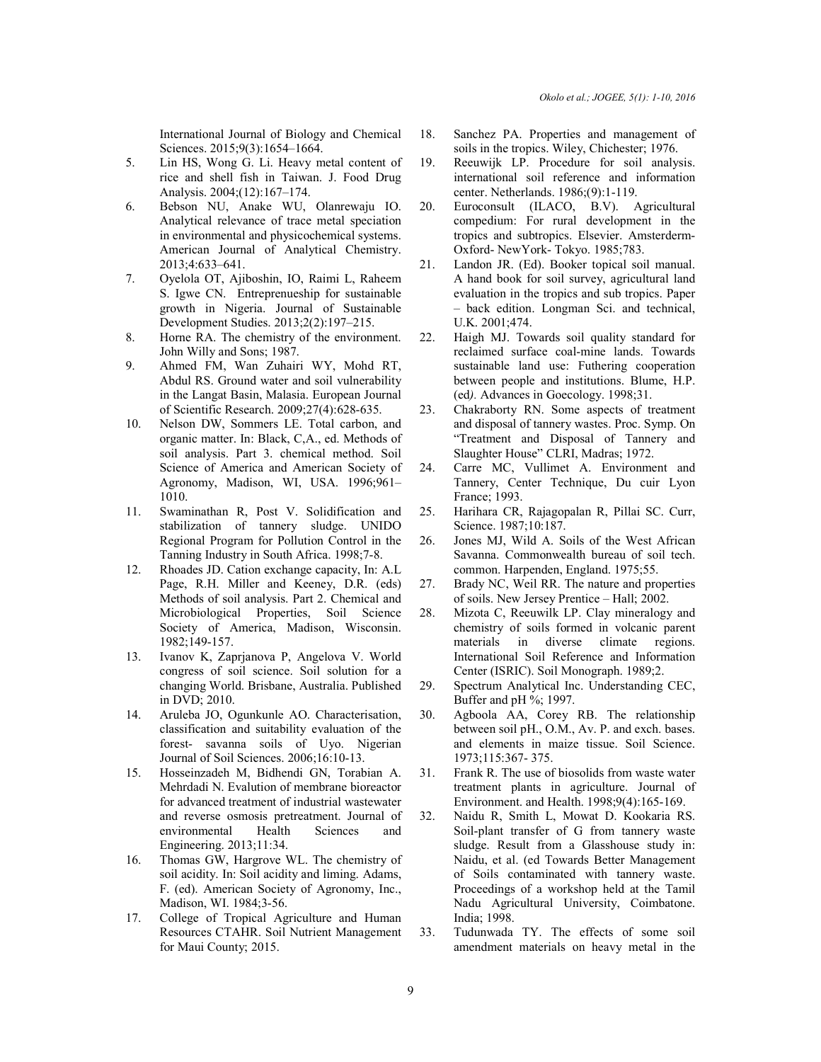International Journal of Biology and Chemical Sciences. 2015;9(3):1654–1664.

5. Lin HS, Wong G. Li. Heavy metal content of rice and shell fish in Taiwan. J. Food Drug Analysis. 2004;(12):167–174.
6. Bebson NU, Anake WU, Olanrewaju IO. Analytical relevance of trace metal speciation in environmental and physicochemical systems. American Journal of Analytical Chemistry. 2013;4:633–641.
7. Oyelola OT, Ajiboshin, IO, Raimi L, Raheem S. Igwe CN. Entreprenueship for sustainable growth in Nigeria. Journal of Sustainable Development Studies. 2013;2(2):197–215.
8. Horne RA. The chemistry of the environment. John Willy and Sons; 1987.
9. Ahmed FM, Wan Zuhairi WY, Mohd RT, Abdul RS. Ground water and soil vulnerability in the Langat Basin, Malasia. European Journal of Scientific Research. 2009;27(4):628-635.
10. Nelson DW, Sommers LE. Total carbon, and organic matter. In: Black, C,A., ed. Methods of soil analysis. Part 3. chemical method. Soil Science of America and American Society of Agronomy, Madison, WI, USA. 1996;961–1010.
11. Swaminathan R, Post V. Solidification and stabilization of tannery sludge. UNIDO Regional Program for Pollution Control in the Tanning Industry in South Africa. 1998;7-8.
12. Rhoades JD. Cation exchange capacity, In: A.L Page, R.H. Miller and Keeney, D.R. (eds) Methods of soil analysis. Part 2. Chemical and Microbiological Properties, Soil Science Society of America, Madison, Wisconsin. 1982;149-157.
13. Ivanov K, Zaprjanova P, Angelova V. World congress of soil science. Soil solution for a changing World. Brisbane, Australia. Published in DVD; 2010.
14. Aruleba JO, Ogunkunle AO. Characterisation, classification and suitability evaluation of the forest- savanna soils of Uyo. Nigerian Journal of Soil Sciences. 2006;16:10-13.
15. Hosseinzadeh M, Bidhendi GN, Torabian A. Mehrdadi N. Evalution of membrane bioreactor for advanced treatment of industrial wastewater and reverse osmosis pretreatment. Journal of environmental Health Sciences and Engineering. 2013;11:34.
16. Thomas GW, Hargrove WL. The chemistry of soil acidity. In: Soil acidity and liming. Adams, F. (ed). American Society of Agronomy, Inc., Madison, WI. 1984;3-56.
17. College of Tropical Agriculture and Human Resources CTAHR. Soil Nutrient Management for Maui County; 2015.
18. Sanchez PA. Properties and management of soils in the tropics. Wiley, Chichester; 1976.
19. Reeuwijk LP. Procedure for soil analysis. international soil reference and information center. Netherlands. 1986;(9):1-119.
20. Euroconsult (ILACO, B.V). Agricultural compedium: For rural development in the tropics and subtropics. Elsevier. Amsterderm-Oxford- NewYork- Tokyo. 1985;783.
21. Landon JR. (Ed). Booker topical soil manual. A hand book for soil survey, agricultural land evaluation in the tropics and sub tropics. Paper – back edition. Longman Sci. and technical, U.K. 2001;474.
22. Haigh MJ. Towards soil quality standard for reclaimed surface coal-mine lands. Towards sustainable land use: Futhering cooperation between people and institutions. Blume, H.P. (ed*).* Advances in Goecology. 1998;31.
23. Chakraborty RN. Some aspects of treatment and disposal of tannery wastes. Proc. Symp. On "Treatment and Disposal of Tannery and Slaughter House" CLRI, Madras; 1972.
24. Carre MC, Vullimet A. Environment and Tannery, Center Technique, Du cuir Lyon France; 1993.
25. Harihara CR, Rajagopalan R, Pillai SC. Curr, Science. 1987;10:187.
26. Jones MJ, Wild A. Soils of the West African Savanna. Commonwealth bureau of soil tech. common. Harpenden, England. 1975;55.
27. Brady NC, Weil RR. The nature and properties of soils. New Jersey Prentice – Hall; 2002.
28. Mizota C, Reeuwilk LP. Clay mineralogy and chemistry of soils formed in volcanic parent materials in diverse climate regions. International Soil Reference and Information Center (ISRIC). Soil Monograph. 1989;2.
29. Spectrum Analytical Inc. Understanding CEC, Buffer and pH %; 1997.
30. Agboola AA, Corey RB. The relationship between soil pH., O.M., Av. P. and exch. bases. and elements in maize tissue. Soil Science. 1973;115:367- 375.
31. Frank R. The use of biosolids from waste water treatment plants in agriculture. Journal of Environment. and Health. 1998;9(4):165-169.
32. Naidu R, Smith L, Mowat D. Kookaria RS. Soil-plant transfer of G from tannery waste sludge. Result from a Glasshouse study in: Naidu, et al. (ed Towards Better Management of Soils contaminated with tannery waste. Proceedings of a workshop held at the Tamil Nadu Agricultural University, Coimbatone. India; 1998.
33. Tudunwada TY. The effects of some soil amendment materials on heavy metal in the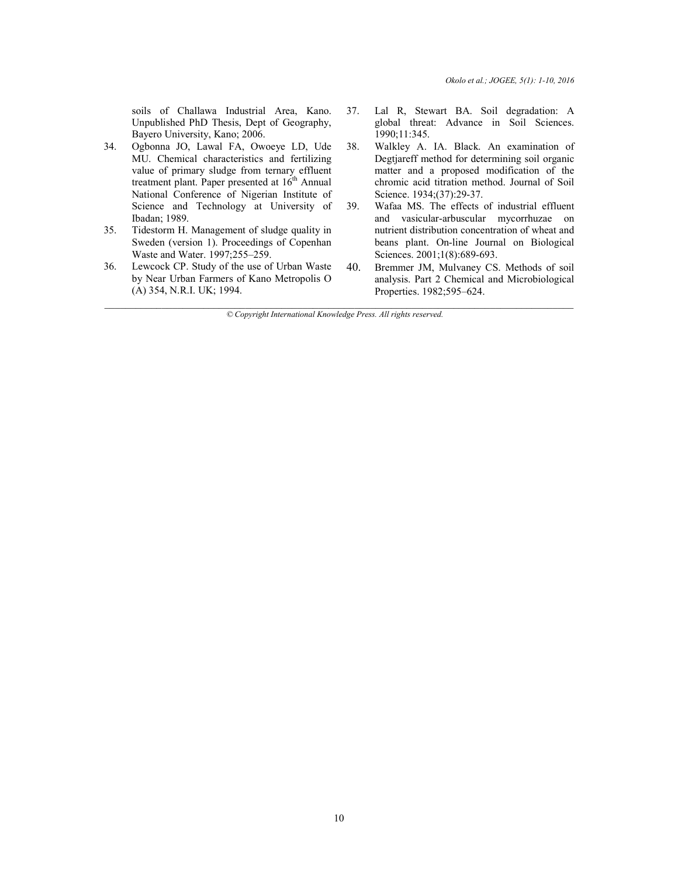soils of Challawa Industrial Area, Kano. Unpublished PhD Thesis, Dept of Geography, Bayero University, Kano; 2006.

34. Ogbonna JO, Lawal FA, Owoeye LD, Ude MU. Chemical characteristics and fertilizing value of primary sludge from ternary effluent treatment plant. Paper presented at 16th Annual National Conference of Nigerian Institute of Science and Technology at University of Ibadan; 1989.
35. Tidestorm H. Management of sludge quality in Sweden (version 1). Proceedings of Copenhan Waste and Water. 1997;255–259.
36. Lewcock CP. Study of the use of Urban Waste by Near Urban Farmers of Kano Metropolis O (A) 354, N.R.I. UK; 1994.
37. Lal R, Stewart BA. Soil degradation: A global threat: Advance in Soil Sciences. 1990;11:345.
38. Walkley A. IA. Black. An examination of Degtjareff method for determining soil organic matter and a proposed modification of the chromic acid titration method. Journal of Soil Science. 1934;(37):29-37.
39. Wafaa MS. The effects of industrial effluent and vasicular-arbuscular mycorrhuzae on nutrient distribution concentration of wheat and beans plant. On-line Journal on Biological Sciences. 2001;1(8):689-693.
40. Bremmer JM, Mulvaney CS. Methods of soil analysis. Part 2 Chemical and Microbiological Properties. 1982;595–624.

---

*© Copyright International Knowledge Press. All rights reserved.*